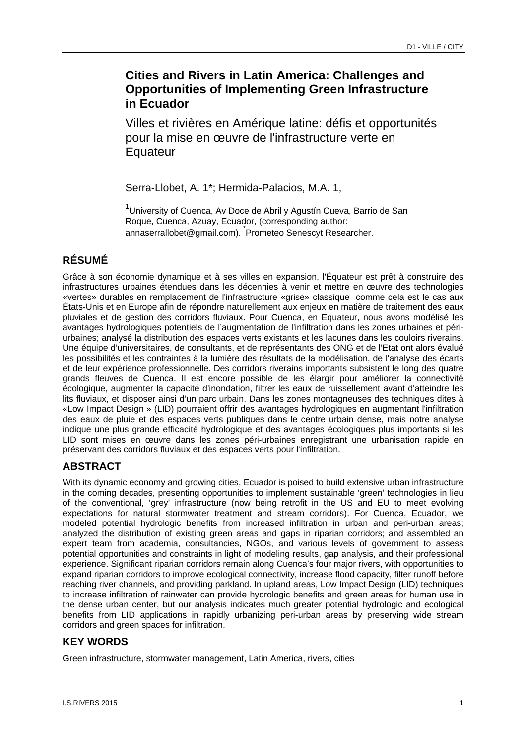# Cities and Rivers in Latin America: Challenges and Opportunities of Implementing Green Infrastructure in Ecuador

## Villes et rivières en Amérique latine: défis et opportunités pour la mise en œuvre de l'infrastructure verte en Equateur

Serra-Llobet, A. 1*; Hermida-Palacios, M.A. 1,

[1]University of Cuenca, Av Doce de Abril y Agustín Cueva, Barrio de San Roque, Cuenca, Azuay, Ecuador, (corresponding author: annaserrallobet@gmail.com). *Prometeo Senescyt Researcher.

## RÉSUMÉ

Grâce à son économie dynamique et à ses villes en expansion, l'Équateur est prêt à construire des infrastructures urbaines étendues dans les décennies à venir et mettre en œuvre des technologies «vertes» durables en remplacement de l'infrastructure «grise» classique comme cela est le cas aux États-Unis et en Europe afin de répondre naturellement aux enjeux en matière de traitement des eaux pluviales et de gestion des corridors fluviaux. Pour Cuenca, en Equateur, nous avons modélisé les avantages hydrologiques potentiels de l'augmentation de l'infiltration dans les zones urbaines et péri-urbaines; analysé la distribution des espaces verts existants et les lacunes dans les couloirs riverains. Une équipe d'universitaires, de consultants, et de représentants des ONG and de l'Etat ont alors évalué les possibilités et les contraintes à la lumière des résultats de la modélisation, de l'analyse des écarts et de leur expérience professionnelle. Des corridors riverains importants subsistent le long des quatre grands fleuves de Cuenca. Il est encore possible de les élargir pour améliorer la connectivité écologique, augmenter la capacité d'inondation, filtrer les eaux de ruissellement avant d'atteindre les lits fluviaux, et disposer ainsi d'un parc urbain. Dans les zones montagneuses des techniques dites à «Low Impact Design » (LID) pourraient offrir des avantages hydrologiques en augmentant l'infiltration des eaux de pluie et des espaces verts publiques dans le centre urbain dense, mais notre analyse indique une plus grande efficacité hydrologique et des avantages écologiques plus importants si les LID sont mises en œuvre dans les zones péri-urbaines enregistrant une urbanisation rapide en préservant des corridors fluviaux et des espaces verts pour l'infiltration.

## ABSTRACT

With its dynamic economy and growing cities, Ecuador is poised to build extensive urban infrastructure in the coming decades, presenting opportunities to implement sustainable 'green' technologies in lieu of the conventional, 'grey' infrastructure (now being retrofit in the US and EU to meet evolving expectations for natural stormwater treatment and stream corridors). For Cuenca, Ecuador, we modeled potential hydrologic benefits from increased infiltration in urban and peri-urban areas; analyzed the distribution of existing green areas and gaps in riparian corridors; and assembled an expert team from academia, consultancies, NGOs, and various levels of government to assess potential opportunities and constraints in light of modeling results, gap analysis, and their professional experience. Significant riparian corridors remain along Cuenca's four major rivers, with opportunities to expand riparian corridors to improve ecological connectivity, increase flood capacity, filter runoff before reaching river channels, and providing parkland. In upland areas, Low Impact Design (LID) techniques to increase infiltration of rainwater can provide hydrologic benefits and green areas for human use in the dense urban center, but our analysis indicates much greater potential hydrologic and ecological benefits from LID applications in rapidly urbanizing peri-urban areas by preserving wide stream corridors and green spaces for infiltration.

## KEY WORDS

Green infrastructure, stormwater management, Latin America, rivers, cities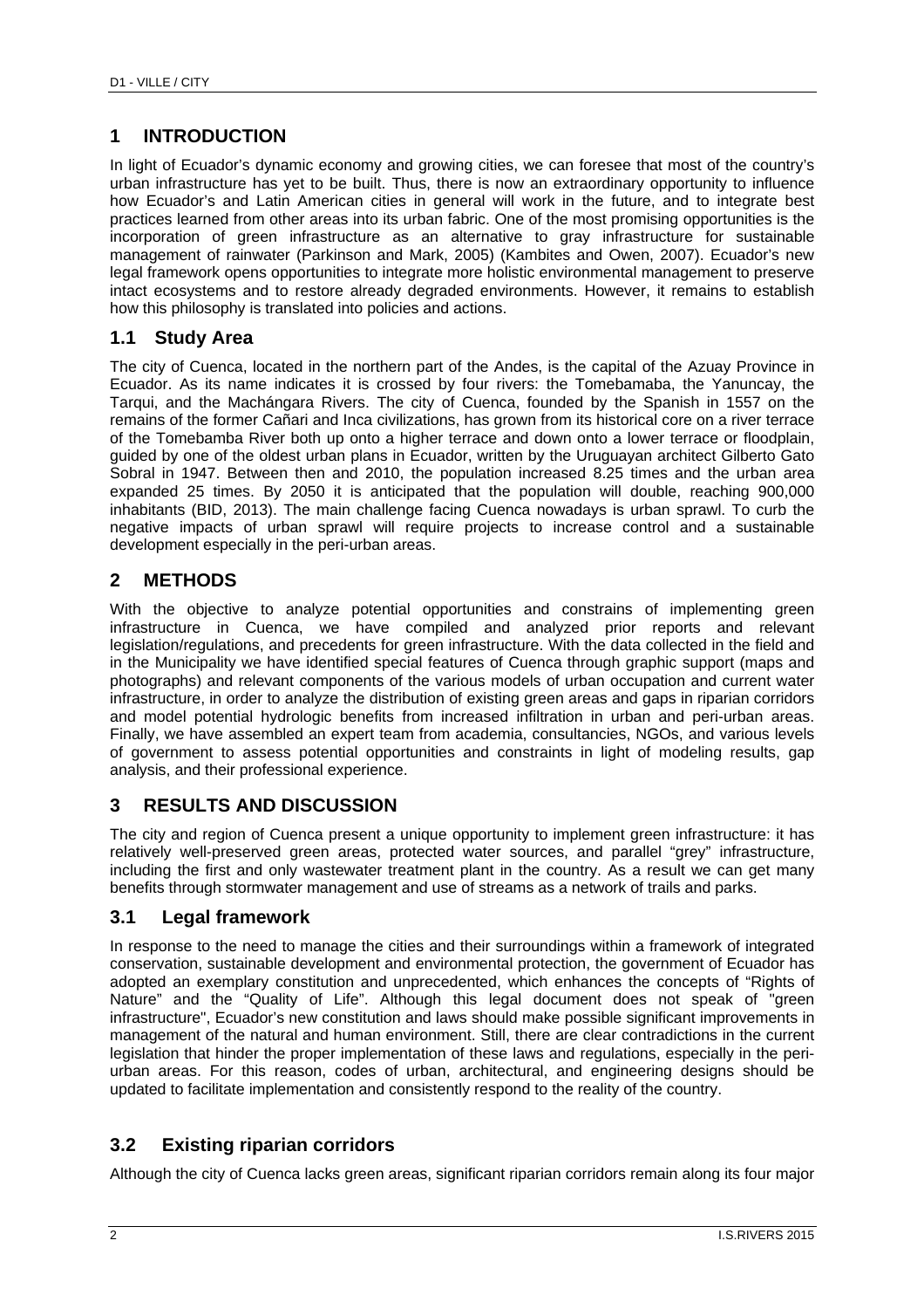## 1 INTRODUCTION

In light of Ecuador's dynamic economy and growing cities, we can foresee that most of the country's urban infrastructure has yet to be built. Thus, there is now an extraordinary opportunity to influence how Ecuador's and Latin American cities in general will work in the future, and to integrate best practices learned from other areas into its urban fabric. One of the most promising opportunities is the incorporation of green infrastructure as an alternative to gray infrastructure for sustainable management of rainwater (Parkinson and Mark, 2005) (Kambites and Owen, 2007). Ecuador's new legal framework opens opportunities to integrate more holistic environmental management to preserve intact ecosystems and to restore already degraded environments. However, it remains to establish how this philosophy is translated into policies and actions.

### 1.1 Study Area

The city of Cuenca, located in the northern part of the Andes, is the capital of the Azuay Province in Ecuador. As its name indicates it is crossed by four rivers: the Tomebamaba, the Yanuncay, the Tarqui, and the Machángara Rivers. The city of Cuenca, founded by the Spanish in 1557 on the remains of the former Cañari and Inca civilizations, has grown from its historical core on a river terrace of the Tomebamba River both up onto a higher terrace and down onto a lower terrace or floodplain, guided by one of the oldest urban plans in Ecuador, written by the Uruguayan architect Gilberto Gato Sobral in 1947. Between then and 2010, the population increased 8.25 times and the urban area expanded 25 times. By 2050 it is anticipated that the population will double, reaching 900,000 inhabitants (BID, 2013). The main challenge facing Cuenca nowadays is urban sprawl. To curb the negative impacts of urban sprawl will require projects to increase control and a sustainable development especially in the peri-urban areas.

## 2 METHODS

With the objective to analyze potential opportunities and constrains of implementing green infrastructure in Cuenca, we have compiled and analyzed prior reports and relevant legislation/regulations, and precedents for green infrastructure. With the data collected in the field and in the Municipality we have identified special features of Cuenca through graphic support (maps and photographs) and relevant components of the various models of urban occupation and current water infrastructure, in order to analyze the distribution of existing green areas and gaps in riparian corridors and model potential hydrologic benefits from increased infiltration in urban and peri-urban areas. Finally, we have assembled an expert team from academia, consultancies, NGOs, and various levels of government to assess potential opportunities and constraints in light of modeling results, gap analysis, and their professional experience.

## 3 RESULTS AND DISCUSSION

The city and region of Cuenca present a unique opportunity to implement green infrastructure: it has relatively well-preserved green areas, protected water sources, and parallel "grey" infrastructure, including the first and only wastewater treatment plant in the country. As a result we can get many benefits through stormwater management and use of streams as a network of trails and parks.

### 3.1 Legal framework

In response to the need to manage the cities and their surroundings within a framework of integrated conservation, sustainable development and environmental protection, the government of Ecuador has adopted an exemplary constitution and unprecedented, which enhances the concepts of "Rights of Nature" and the "Quality of Life". Although this legal document does not speak of "green infrastructure", Ecuador's new constitution and laws should make possible significant improvements in management of the natural and human environment. Still, there are clear contradictions in the current legislation that hinder the proper implementation of these laws and regulations, especially in the peri-urban areas. For this reason, codes of urban, architectural, and engineering designs should be updated to facilitate implementation and consistently respond to the reality of the country.

### 3.2 Existing riparian corridors

Although the city of Cuenca lacks green areas, significant riparian corridors remain along its four major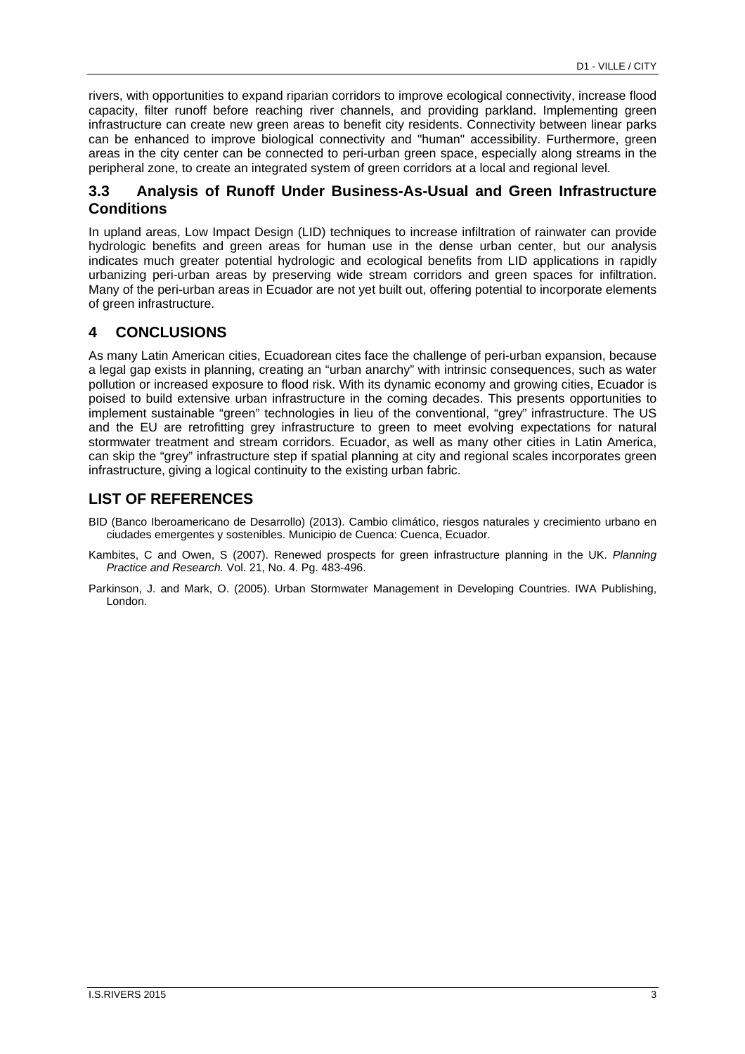rivers, with opportunities to expand riparian corridors to improve ecological connectivity, increase flood capacity, filter runoff before reaching river channels, and providing parkland. Implementing green infrastructure can create new green areas to benefit city residents. Connectivity between linear parks can be enhanced to improve biological connectivity and "human" accessibility. Furthermore, green areas in the city center can be connected to peri-urban green space, especially along streams in the peripheral zone, to create an integrated system of green corridors at a local and regional level.

### 3.3 Analysis of Runoff Under Business-As-Usual and Green Infrastructure Conditions

In upland areas, Low Impact Design (LID) techniques to increase infiltration of rainwater can provide hydrologic benefits and green areas for human use in the dense urban center, but our analysis indicates much greater potential hydrologic and ecological benefits from LID applications in rapidly urbanizing peri-urban areas by preserving wide stream corridors and green spaces for infiltration. Many of the peri-urban areas in Ecuador are not yet built out, offering potential to incorporate elements of green infrastructure.

## 4 CONCLUSIONS

As many Latin American cities, Ecuadorean cites face the challenge of peri-urban expansion, because a legal gap exists in planning, creating an "urban anarchy" with intrinsic consequences, such as water pollution or increased exposure to flood risk. With its dynamic economy and growing cities, Ecuador is poised to build extensive urban infrastructure in the coming decades. This presents opportunities to implement sustainable "green" technologies in lieu of the conventional, "grey" infrastructure. The US and the EU are retrofitting grey infrastructure to green to meet evolving expectations for natural stormwater treatment and stream corridors. Ecuador, as well as many other cities in Latin America, can skip the "grey" infrastructure step if spatial planning at city and regional scales incorporates green infrastructure, giving a logical continuity to the existing urban fabric.

## LIST OF REFERENCES

BID (Banco Iberoamericano de Desarrollo) (2013). Cambio climático, riesgos naturales y crecimiento urbano en ciudades emergentes y sostenibles. Municipio de Cuenca: Cuenca, Ecuador.

Kambites, C and Owen, S (2007). Renewed prospects for green infrastructure planning in the UK. *Planning Practice and Research.* Vol. 21, No. 4. Pg. 483-496.

Parkinson, J. and Mark, O. (2005). Urban Stormwater Management in Developing Countries. IWA Publishing, London.